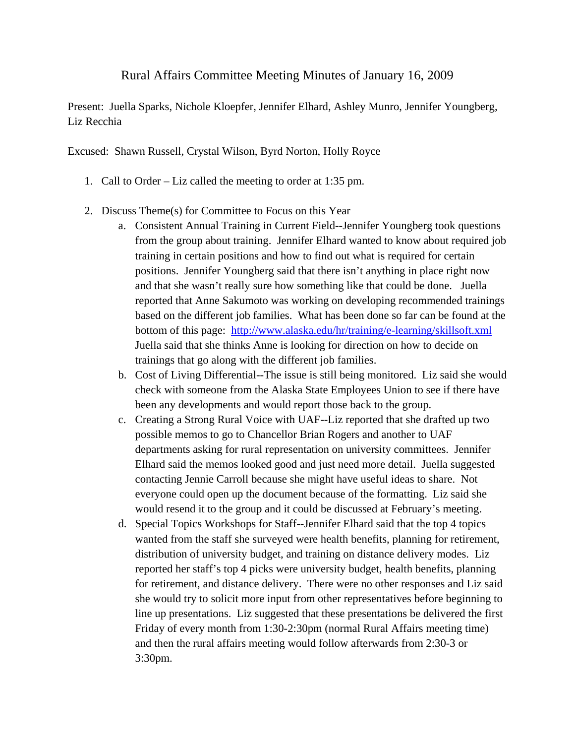# Rural Affairs Committee Meeting Minutes of January 16, 2009

Present: Juella Sparks, Nichole Kloepfer, Jennifer Elhard, Ashley Munro, Jennifer Youngberg, Liz Recchia

Excused: Shawn Russell, Crystal Wilson, Byrd Norton, Holly Royce

1. Call to Order – Liz called the meeting to order at 1:35 pm.

2. Discuss Theme(s) for Committee to Focus on this Year
   a. Consistent Annual Training in Current Field--Jennifer Youngberg took questions from the group about training. Jennifer Elhard wanted to know about required job training in certain positions and how to find out what is required for certain positions. Jennifer Youngberg said that there isn't anything in place right now and that she wasn't really sure how something like that could be done. Juella reported that Anne Sakumoto was working on developing recommended trainings based on the different job families. What has been done so far can be found at the bottom of this page: [http://www.alaska.edu/hr/training/e-learning/skillsoft.xml](http://www.alaska.edu/hr/training/e-learning/skillsoft.xml) Juella said that she thinks Anne is looking for direction on how to decide on trainings that go along with the different job families.
   b. Cost of Living Differential--The issue is still being monitored. Liz said she would check with someone from the Alaska State Employees Union to see if there have been any developments and would report those back to the group.
   c. Creating a Strong Rural Voice with UAF--Liz reported that she drafted up two possible memos to go to Chancellor Brian Rogers and another to UAF departments asking for rural representation on university committees. Jennifer Elhard said the memos looked good and just need more detail. Juella suggested contacting Jennie Carroll because she might have useful ideas to share. Not everyone could open up the document because of the formatting. Liz said she would resend it to the group and it could be discussed at February's meeting.
   d. Special Topics Workshops for Staff--Jennifer Elhard said that the top 4 topics wanted from the staff she surveyed were health benefits, planning for retirement, distribution of university budget, and training on distance delivery modes. Liz reported her staff's top 4 picks were university budget, health benefits, planning for retirement, and distance delivery. There were no other responses and Liz said she would try to solicit more input from other representatives before beginning to line up presentations. Liz suggested that these presentations be delivered the first Friday of every month from 1:30-2:30pm (normal Rural Affairs meeting time) and then the rural affairs meeting would follow afterwards from 2:30-3 or 3:30pm.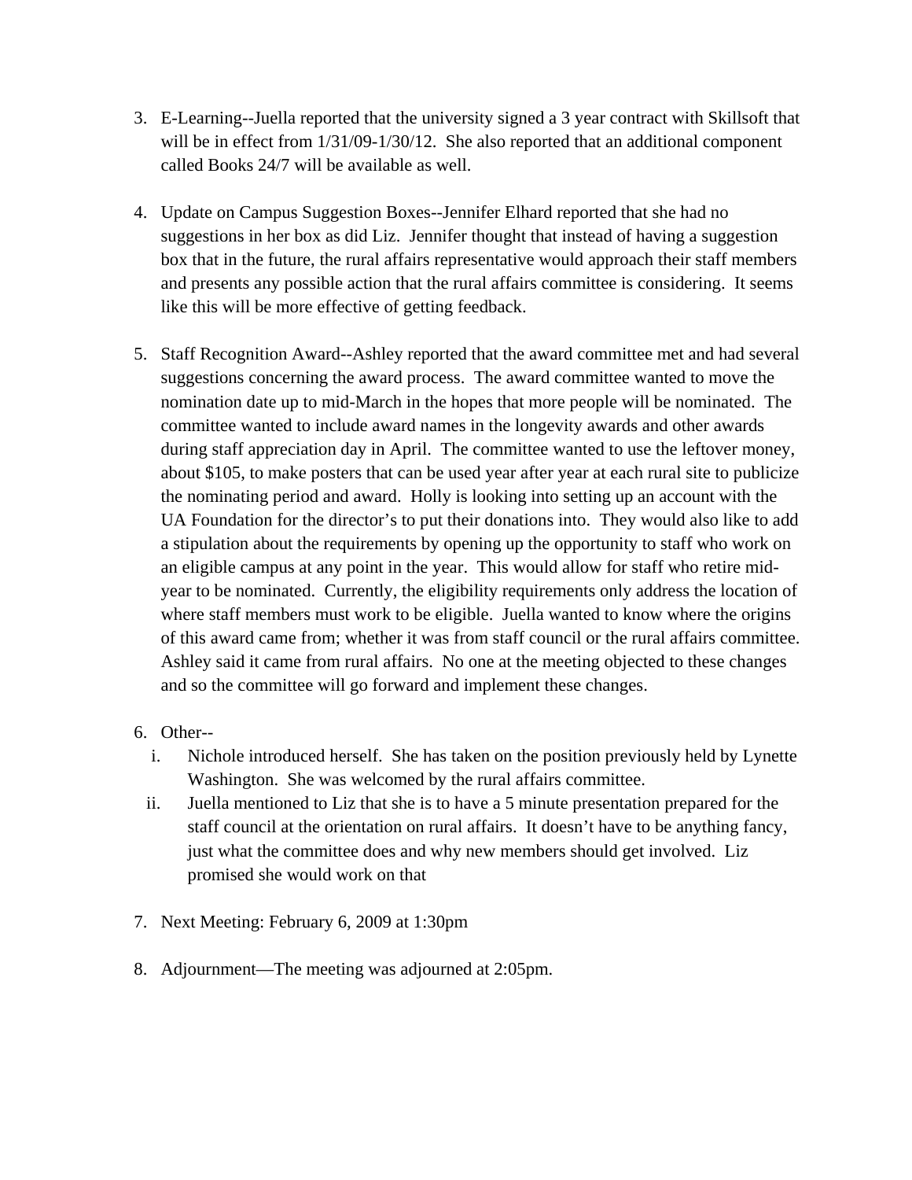3. E-Learning--Juella reported that the university signed a 3 year contract with Skillsoft that will be in effect from 1/31/09-1/30/12. She also reported that an additional component called Books 24/7 will be available as well.

4. Update on Campus Suggestion Boxes--Jennifer Elhard reported that she had no suggestions in her box as did Liz. Jennifer thought that instead of having a suggestion box that in the future, the rural affairs representative would approach their staff members and presents any possible action that the rural affairs committee is considering. It seems like this will be more effective of getting feedback.

5. Staff Recognition Award--Ashley reported that the award committee met and had several suggestions concerning the award process. The award committee wanted to move the nomination date up to mid-March in the hopes that more people will be nominated. The committee wanted to include award names in the longevity awards and other awards during staff appreciation day in April. The committee wanted to use the leftover money, about $105, to make posters that can be used year after year at each rural site to publicize the nominating period and award. Holly is looking into setting up an account with the UA Foundation for the director's to put their donations into. They would also like to add a stipulation about the requirements by opening up the opportunity to staff who work on an eligible campus at any point in the year. This would allow for staff who retire mid-year to be nominated. Currently, the eligibility requirements only address the location of where staff members must work to be eligible. Juella wanted to know where the origins of this award came from; whether it was from staff council or the rural affairs committee. Ashley said it came from rural affairs. No one at the meeting objected to these changes and so the committee will go forward and implement these changes.

6. Other--
   i. Nichole introduced herself. She has taken on the position previously held by Lynette Washington. She was welcomed by the rural affairs committee.
   ii. Juella mentioned to Liz that she is to have a 5 minute presentation prepared for the staff council at the orientation on rural affairs. It doesn't have to be anything fancy, just what the committee does and why new members should get involved. Liz promised she would work on that

7. Next Meeting: February 6, 2009 at 1:30pm

8. Adjournment—The meeting was adjourned at 2:05pm.